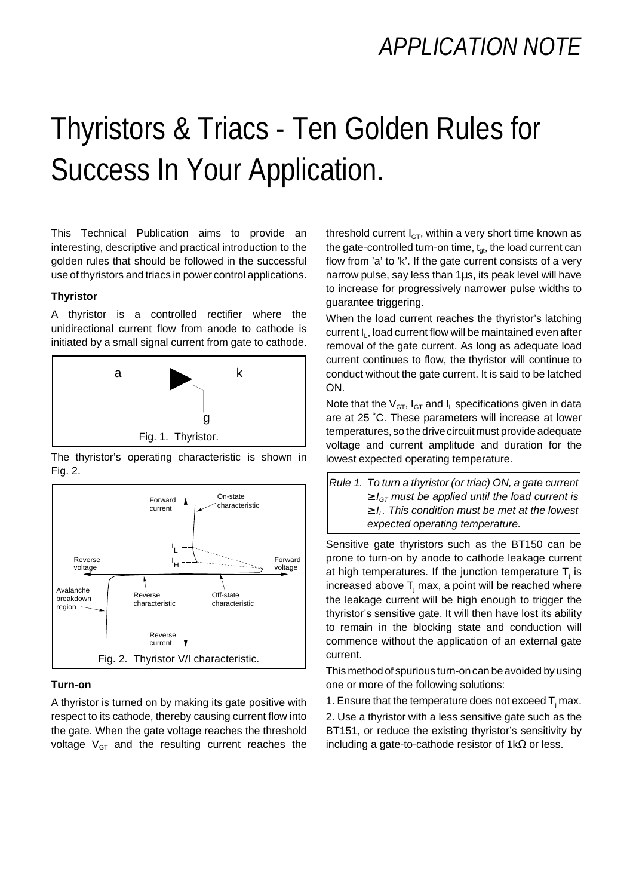# Thyristors & Triacs - Ten Golden Rules for Success In Your Application.

This Technical Publication aims to provide an interesting, descriptive and practical introduction to the golden rules that should be followed in the successful use of thyristors and triacs in power control applications.

### Thyristor

A thyristor is a controlled rectifier where the unidirectional current flow from anode to cathode is initiated by a small signal current from gate to cathode.

Fig. 1. Thyristor.

The thyristor's operating characteristic is shown in Fig. 2.

Fig. 2. Thyristor V/I characteristic.

### Turn-on

A thyristor is turned on by making its gate positive with respect to its cathode, thereby causing current flow into the gate. When the gate voltage reaches the threshold voltage $V_{GT}$ and the resulting current reaches the threshold current $I_{GT}$, within a very short time known as the gate-controlled turn-on time, $t_{gt}$, the load current can flow from 'a' to 'k'. If the gate current consists of a very narrow pulse, say less than 1µs, its peak level will have to increase for progressively narrower pulse widths to guarantee triggering.

When the load current reaches the thyristor's latching current $I_L$, load current flow will be maintained even after removal of the gate current. As long as adequate load current continues to flow, the thyristor will continue to conduct without the gate current. It is said to be latched ON.

Note that the $V_{GT}$, $I_{GT}$ and $I_L$ specifications given in data are at 25 ˚C. These parameters will increase at lower temperatures, so the drive circuit must provide adequate voltage and current amplitude and duration for the lowest expected operating temperature.

> *Rule 1. To turn a thyristor (or triac) ON, a gate current $\geq I_{GT}$ must be applied until the load current is $\geq I_L$. This condition must be met at the lowest expected operating temperature.*

Sensitive gate thyristors such as the BT150 can be prone to turn-on by anode to cathode leakage current at high temperatures. If the junction temperature $T_j$ is increased above $T_j$ max, a point will be reached where the leakage current will be high enough to trigger the thyristor's sensitive gate. It will then have lost its ability to remain in the blocking state and conduction will commence without the application of an external gate current.

This method of spurious turn-on can be avoided by using one or more of the following solutions:

1. Ensure that the temperature does not exceed $T_j$ max.

2. Use a thyristor with a less sensitive gate such as the BT151, or reduce the existing thyristor's sensitivity by including a gate-to-cathode resistor of 1kΩ or less.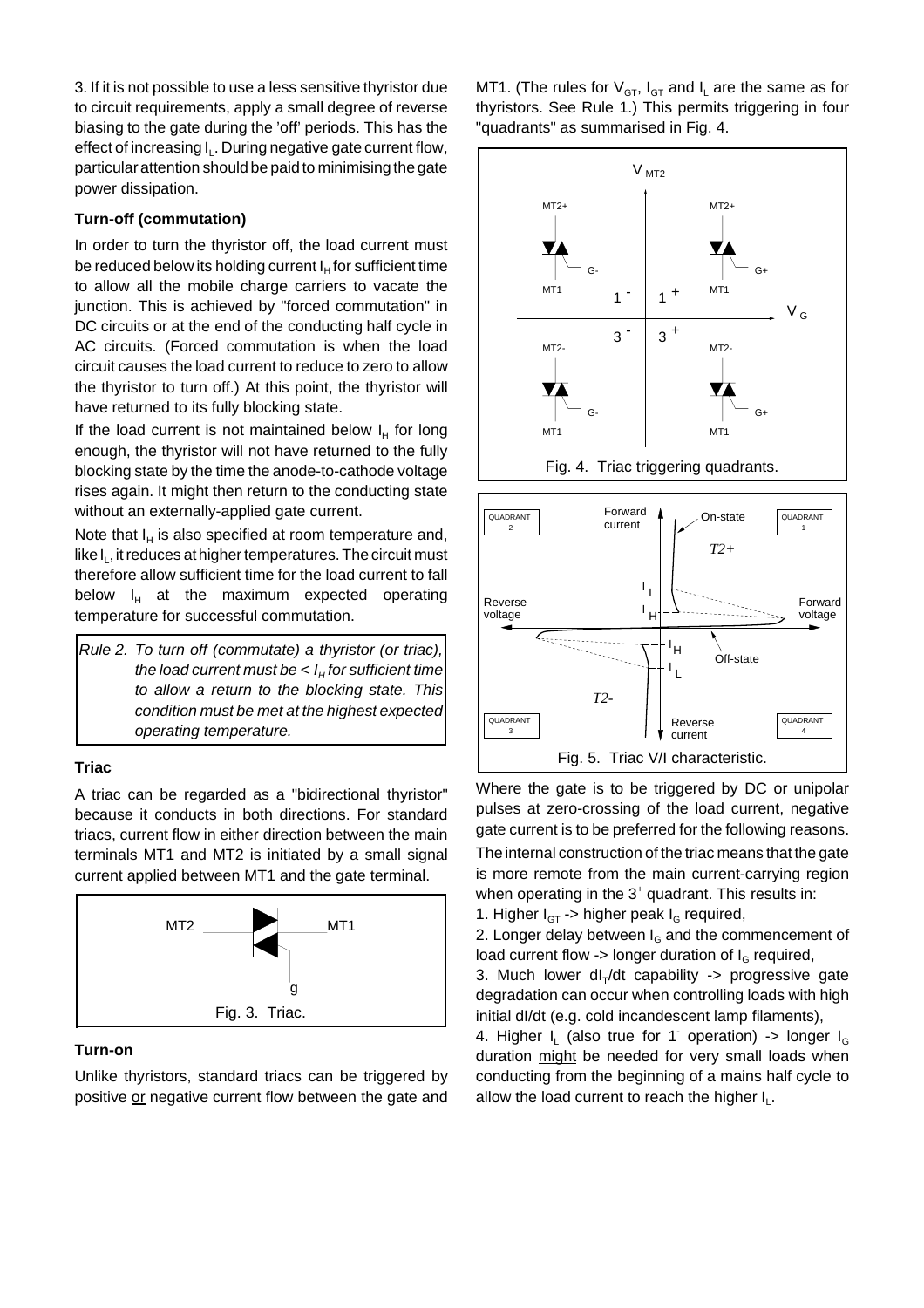3. If it is not possible to use a less sensitive thyristor due to circuit requirements, apply a small degree of reverse biasing to the gate during the 'off' periods. This has the effect of increasing $I_L$. During negative gate current flow, particular attention should be paid to minimising the gate power dissipation.

### Turn-off (commutation)

In order to turn the thyristor off, the load current must be reduced below its holding current $I_H$ for sufficient time to allow all the mobile charge carriers to vacate the junction. This is achieved by "forced commutation" in DC circuits or at the end of the conducting half cycle in AC circuits. (Forced commutation is when the load circuit causes the load current to reduce to zero to allow the thyristor to turn off.) At this point, the thyristor will have returned to its fully blocking state.

If the load current is not maintained below $I_H$ for long enough, the thyristor will not have returned to the fully blocking state by the time the anode-to-cathode voltage rises again. It might then return to the conducting state without an externally-applied gate current.

Note that $I_H$ is also specified at room temperature and, like $I_L$, it reduces at higher temperatures. The circuit must therefore allow sufficient time for the load current to fall below $I_H$ at the maximum expected operating temperature for successful commutation.

*Rule 2. To turn off (commutate) a thyristor (or triac), the load current must be < $I_H$ for sufficient time to allow a return to the blocking state. This condition must be met at the highest expected operating temperature.*

### Triac

A triac can be regarded as a "bidirectional thyristor" because it conducts in both directions. For standard triacs, current flow in either direction between the main terminals MT1 and MT2 is initiated by a small signal current applied between MT1 and the gate terminal.

Fig. 3. Triac.

### Turn-on

Unlike thyristors, standard triacs can be triggered by positive or negative current flow between the gate and MT1. (The rules for $V_{GT}$, $I_{GT}$ and $I_L$ are the same as for thyristors. See Rule 1.) This permits triggering in four "quadrants" as summarised in Fig. 4.

Fig. 4. Triac triggering quadrants.

Fig. 5. Triac V/I characteristic.

Where the gate is to be triggered by DC or unipolar pulses at zero-crossing of the load current, negative gate current is to be preferred for the following reasons.

The internal construction of the triac means that the gate is more remote from the main current-carrying region when operating in the $3^+$ quadrant. This results in:

1. Higher $I_{GT}$ -> higher peak $I_G$ required,
2. Longer delay between $I_G$ and the commencement of load current flow -> longer duration of $I_G$ required,
3. Much lower $dI_T/dt$ capability -> progressive gate degradation can occur when controlling loads with high initial dI/dt (e.g. cold incandescent lamp filaments),
4. Higher $I_L$ (also true for $1^-$ operation) -> longer $I_G$ duration might be needed for very small loads when conducting from the beginning of a mains half cycle to allow the load current to reach the higher $I_L$.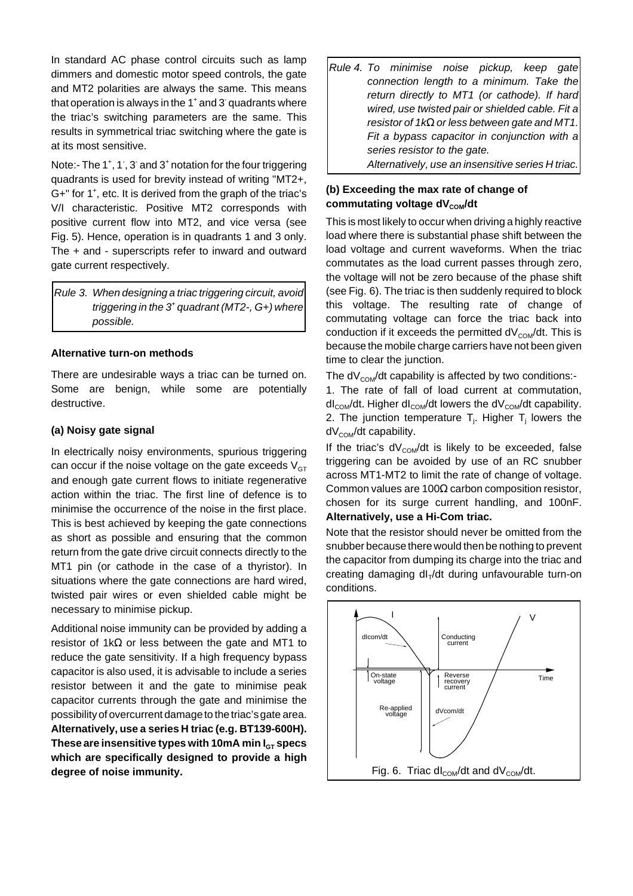In standard AC phase control circuits such as lamp dimmers and domestic motor speed controls, the gate and MT2 polarities are always the same. This means that operation is always in the $1^+$ and $3^-$ quadrants where the triac's switching parameters are the same. This results in symmetrical triac switching where the gate is at its most sensitive.

Note:- The $1^+$, $1^-$, $3^-$ and $3^+$ notation for the four triggering quadrants is used for brevity instead of writing "MT2+, G+" for $1^+$, etc. It is derived from the graph of the triac's V/I characteristic. Positive MT2 corresponds with positive current flow into MT2, and vice versa (see Fig. 5). Hence, operation is in quadrants 1 and 3 only. The + and - superscripts refer to inward and outward gate current respectively.

> *Rule 3. When designing a triac triggering circuit, avoid triggering in the $3^+$ quadrant (MT2-, G+) where possible.*

**Alternative turn-on methods**

There are undesirable ways a triac can be turned on. Some are benign, while some are potentially destructive.

**(a) Noisy gate signal**

In electrically noisy environments, spurious triggering can occur if the noise voltage on the gate exceeds $V_{GT}$ and enough gate current flows to initiate regenerative action within the triac. The first line of defence is to minimise the occurrence of the noise in the first place. This is best achieved by keeping the gate connections as short as possible and ensuring that the common return from the gate drive circuit connects directly to the MT1 pin (or cathode in the case of a thyristor). In situations where the gate connections are hard wired, twisted pair wires or even shielded cable might be necessary to minimise pickup.

Additional noise immunity can be provided by adding a resistor of 1kΩ or less between the gate and MT1 to reduce the gate sensitivity. If a high frequency bypass capacitor is also used, it is advisable to include a series resistor between it and the gate to minimise peak capacitor currents through the gate and minimise the possibility of overcurrent damage to the triac's gate area. **Alternatively, use a series H triac (e.g. BT139-600H). These are insensitive types with 10mA min $I_{GT}$ specs which are specifically designed to provide a high degree of noise immunity.**

> *Rule 4. To minimise noise pickup, keep gate connection length to a minimum. Take the return directly to MT1 (or cathode). If hard wired, use twisted pair or shielded cable. Fit a resistor of 1kΩ or less between gate and MT1. Fit a bypass capacitor in conjunction with a series resistor to the gate.*
> *Alternatively, use an insensitive series H triac.*

**(b) Exceeding the max rate of change of commutating voltage $dV_{COM}/dt$**

This is most likely to occur when driving a highly reactive load where there is substantial phase shift between the load voltage and current waveforms. When the triac commutates as the load current passes through zero, the voltage will not be zero because of the phase shift (see Fig. 6). The triac is then suddenly required to block this voltage. The resulting rate of change of commutating voltage can force the triac back into conduction if it exceeds the permitted $dV_{COM}/dt$. This is because the mobile charge carriers have not been given time to clear the junction.

The $dV_{COM}/dt$ capability is affected by two conditions:-

1. The rate of fall of load current at commutation, $dI_{COM}/dt$. Higher $dI_{COM}/dt$ lowers the $dV_{COM}/dt$ capability.
2. The junction temperature $T_j$. Higher $T_j$ lowers the $dV_{COM}/dt$ capability.

If the triac's $dV_{COM}/dt$ is likely to be exceeded, false triggering can be avoided by use of an RC snubber across MT1-MT2 to limit the rate of change of voltage. Common values are 100Ω carbon composition resistor, chosen for its surge current handling, and 100nF. **Alternatively, use a Hi-Com triac.**

Note that the resistor should never be omitted from the snubber because there would then be nothing to prevent the capacitor from dumping its charge into the triac and creating damaging $dI_T/dt$ during unfavourable turn-on conditions.

Fig. 6. Triac $dI_{COM}/dt$ and $dV_{COM}/dt$.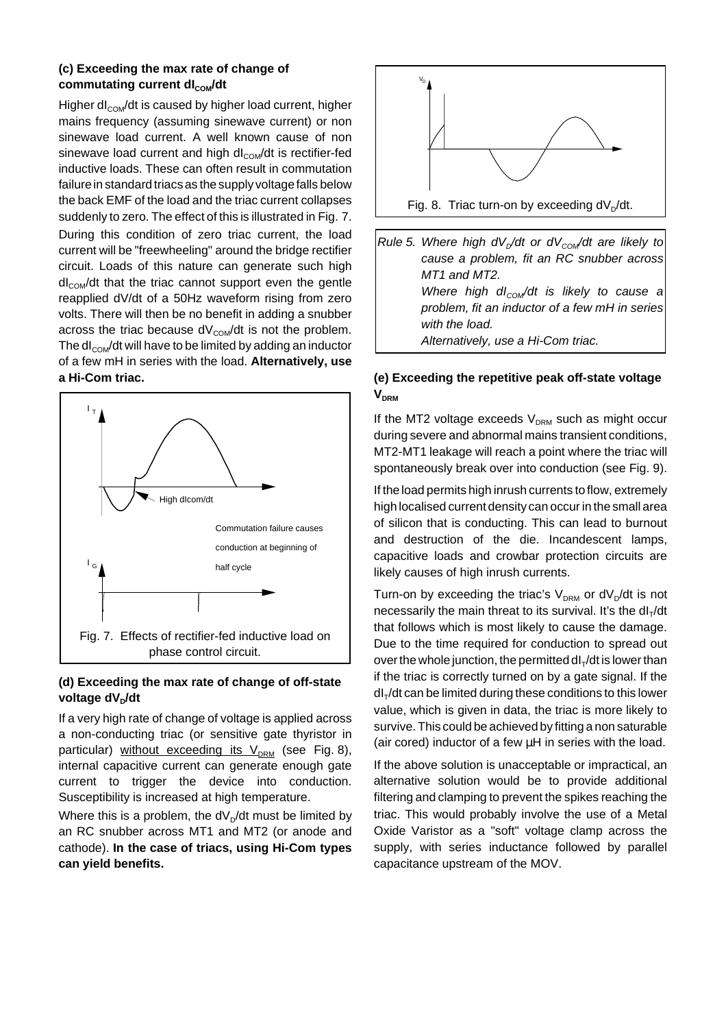### (c) Exceeding the max rate of change of commutating current $dI_{COM}/dt$

Higher $dI_{COM}/dt$ is caused by higher load current, higher mains frequency (assuming sinewave current) or non sinewave load current. A well known cause of non sinewave load current and high $dI_{COM}/dt$ is rectifier-fed inductive loads. These can often result in commutation failure in standard triacs as the supply voltage falls below the back EMF of the load and the triac current collapses suddenly to zero. The effect of this is illustrated in Fig. 7.

During this condition of zero triac current, the load current will be "freewheeling" around the bridge rectifier circuit. Loads of this nature can generate such high $dI_{COM}/dt$ that the triac cannot support even the gentle reapplied dV/dt of a 50Hz waveform rising from zero volts. There will then be no benefit in adding a snubber across the triac because $dV_{COM}/dt$ is not the problem. The $dI_{COM}/dt$ will have to be limited by adding an inductor of a few mH in series with the load. **Alternatively, use a Hi-Com triac.**

Fig. 7. Effects of rectifier-fed inductive load on phase control circuit.

### (d) Exceeding the max rate of change of off-state voltage $dV_D/dt$

If a very high rate of change of voltage is applied across a non-conducting triac (or sensitive gate thyristor in particular) without exceeding its $V_{DRM}$ (see Fig. 8), internal capacitive current can generate enough gate current to trigger the device into conduction. Susceptibility is increased at high temperature.

Where this is a problem, the $dV_D/dt$ must be limited by an RC snubber across MT1 and MT2 (or anode and cathode). **In the case of triacs, using Hi-Com types can yield benefits.**

Fig. 8. Triac turn-on by exceeding $dV_D/dt$.

*Rule 5. Where high $dV_D/dt$ or $dV_{COM}/dt$ are likely to cause a problem, fit an RC snubber across MT1 and MT2.*
*Where high $dI_{COM}/dt$ is likely to cause a problem, fit an inductor of a few mH in series with the load.*
*Alternatively, use a Hi-Com triac.*

### (e) Exceeding the repetitive peak off-state voltage $V_{DRM}$

If the MT2 voltage exceeds $V_{DRM}$ such as might occur during severe and abnormal mains transient conditions, MT2-MT1 leakage will reach a point where the triac will spontaneously break over into conduction (see Fig. 9).

If the load permits high inrush currents to flow, extremely high localised current density can occur in the small area of silicon that is conducting. This can lead to burnout and destruction of the die. Incandescent lamps, capacitive loads and crowbar protection circuits are likely causes of high inrush currents.

Turn-on by exceeding the triac's $V_{DRM}$ or $dV_D/dt$ is not necessarily the main threat to its survival. It's the $dI_T/dt$ that follows which is most likely to cause the damage. Due to the time required for conduction to spread out over the whole junction, the permitted $dI_T/dt$ is lower than if the triac is correctly turned on by a gate signal. If the $dI_T/dt$ can be limited during these conditions to this lower value, which is given in data, the triac is more likely to survive. This could be achieved by fitting a non saturable (air cored) inductor of a few µH in series with the load.

If the above solution is unacceptable or impractical, an alternative solution would be to provide additional filtering and clamping to prevent the spikes reaching the triac. This would probably involve the use of a Metal Oxide Varistor as a "soft" voltage clamp across the supply, with series inductance followed by parallel capacitance upstream of the MOV.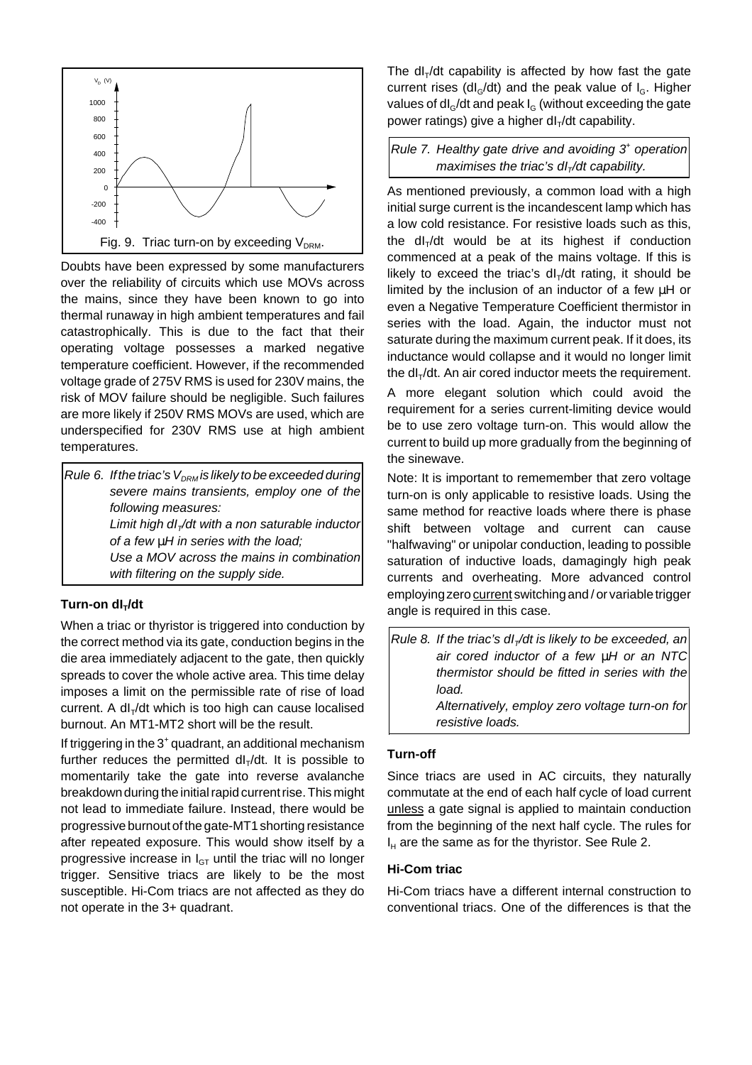$V_D$ (V)

1000

800

600

400

200

0

-200

-400

Fig. 9. Triac turn-on by exceeding $V_{DRM}$.

Doubts have been expressed by some manufacturers over the reliability of circuits which use MOVs across the mains, since they have been known to go into thermal runaway in high ambient temperatures and fail catastrophically. This is due to the fact that their operating voltage possesses a marked negative temperature coefficient. However, if the recommended voltage grade of 275V RMS is used for 230V mains, the risk of MOV failure should be negligible. Such failures are more likely if 250V RMS MOVs are used, which are underspecified for 230V RMS use at high ambient temperatures.

*Rule 6. If the triac's $V_{DRM}$ is likely to be exceeded during severe mains transients, employ one of the following measures:*
*Limit high $dI_T/dt$ with a non saturable inductor of a few µH in series with the load;*
*Use a MOV across the mains in combination with filtering on the supply side.*

### Turn-on $dI_T/dt$

When a triac or thyristor is triggered into conduction by the correct method via its gate, conduction begins in the die area immediately adjacent to the gate, then quickly spreads to cover the whole active area. This time delay imposes a limit on the permissible rate of rise of load current. A $dI_T/dt$ which is too high can cause localised burnout. An MT1-MT2 short will be the result.

If triggering in the $3^+$ quadrant, an additional mechanism further reduces the permitted $dI_T/dt$. It is possible to momentarily take the gate into reverse avalanche breakdown during the initial rapid current rise. This might not lead to immediate failure. Instead, there would be progressive burnout of the gate-MT1 shorting resistance after repeated exposure. This would show itself by a progressive increase in $I_{GT}$ until the triac will no longer trigger. Sensitive triacs are likely to be the most susceptible. Hi-Com triacs are not affected as they do not operate in the 3+ quadrant.

The $dI_T/dt$ capability is affected by how fast the gate current rises ($dI_G/dt$) and the peak value of $I_G$. Higher values of $dI_G/dt$ and peak $I_G$ (without exceeding the gate power ratings) give a higher $dI_T/dt$ capability.

*Rule 7. Healthy gate drive and avoiding $3^+$ operation maximises the triac's $dI_T/dt$ capability.*

As mentioned previously, a common load with a high initial surge current is the incandescent lamp which has a low cold resistance. For resistive loads such as this, the $dI_T/dt$ would be at its highest if conduction commenced at a peak of the mains voltage. If this is likely to exceed the triac's $dI_T/dt$ rating, it should be limited by the inclusion of an inductor of a few µH or even a Negative Temperature Coefficient thermistor in series with the load. Again, the inductor must not saturate during the maximum current peak. If it does, its inductance would collapse and it would no longer limit the $dI_T/dt$. An air cored inductor meets the requirement.

A more elegant solution which could avoid the requirement for a series current-limiting device would be to use zero voltage turn-on. This would allow the current to build up more gradually from the beginning of the sinewave.

Note: It is important to rememember that zero voltage turn-on is only applicable to resistive loads. Using the same method for reactive loads where there is phase shift between voltage and current can cause "halfwaving" or unipolar conduction, leading to possible saturation of inductive loads, damagingly high peak currents and overheating. More advanced control employing zero current switching and / or variable trigger angle is required in this case.

*Rule 8. If the triac's $dI_T/dt$ is likely to be exceeded, an air cored inductor of a few µH or an NTC thermistor should be fitted in series with the load.*
*Alternatively, employ zero voltage turn-on for resistive loads.*

### Turn-off

Since triacs are used in AC circuits, they naturally commutate at the end of each half cycle of load current unless a gate signal is applied to maintain conduction from the beginning of the next half cycle. The rules for $I_H$ are the same as for the thyristor. See Rule 2.

### Hi-Com triac

Hi-Com triacs have a different internal construction to conventional triacs. One of the differences is that the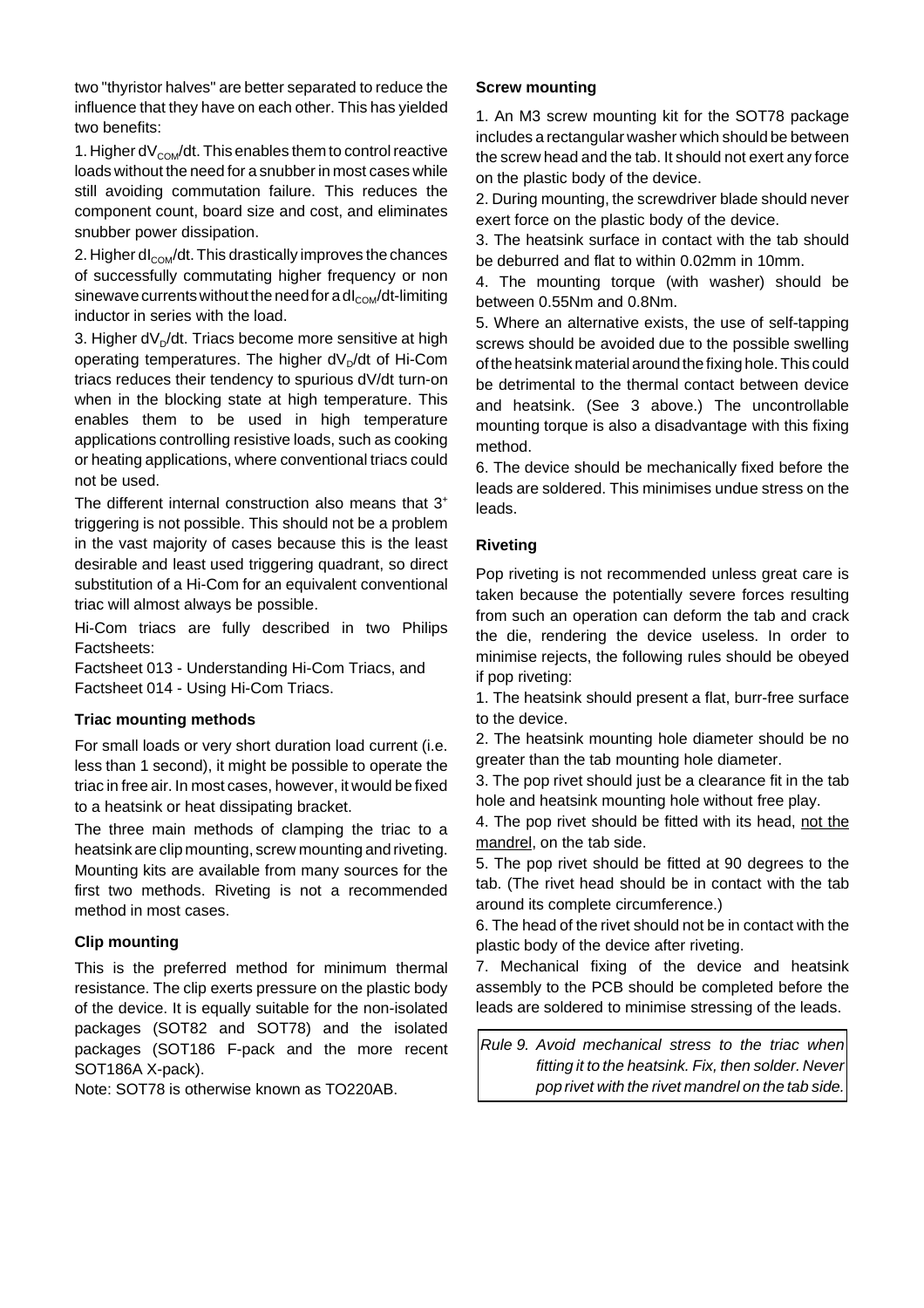two "thyristor halves" are better separated to reduce the influence that they have on each other. This has yielded two benefits:

1. Higher $dV_{COM}/dt$. This enables them to control reactive loads without the need for a snubber in most cases while still avoiding commutation failure. This reduces the component count, board size and cost, and eliminates snubber power dissipation.

2. Higher $dI_{COM}/dt$. This drastically improves the chances of successfully commutating higher frequency or non sinewave currents without the need for a $dI_{COM}/dt$-limiting inductor in series with the load.

3. Higher $dV_D/dt$. Triacs become more sensitive at high operating temperatures. The higher $dV_D/dt$ of Hi-Com triacs reduces their tendency to spurious dV/dt turn-on when in the blocking state at high temperature. This enables them to be used in high temperature applications controlling resistive loads, such as cooking or heating applications, where conventional triacs could not be used.

The different internal construction also means that $3^+$ triggering is not possible. This should not be a problem in the vast majority of cases because this is the least desirable and least used triggering quadrant, so direct substitution of a Hi-Com for an equivalent conventional triac will almost always be possible.

Hi-Com triacs are fully described in two Philips Factsheets:

Factsheet 013 - Understanding Hi-Com Triacs, and
Factsheet 014 - Using Hi-Com Triacs.

### Triac mounting methods

For small loads or very short duration load current (i.e. less than 1 second), it might be possible to operate the triac in free air. In most cases, however, it would be fixed to a heatsink or heat dissipating bracket.

The three main methods of clamping the triac to a heatsink are clip mounting, screw mounting and riveting. Mounting kits are available from many sources for the first two methods. Riveting is not a recommended method in most cases.

### Clip mounting

This is the preferred method for minimum thermal resistance. The clip exerts pressure on the plastic body of the device. It is equally suitable for the non-isolated packages (SOT82 and SOT78) and the isolated packages (SOT186 F-pack and the more recent SOT186A X-pack).

Note: SOT78 is otherwise known as TO220AB.

### Screw mounting

1. An M3 screw mounting kit for the SOT78 package includes a rectangular washer which should be between the screw head and the tab. It should not exert any force on the plastic body of the device.

2. During mounting, the screwdriver blade should never exert force on the plastic body of the device.

3. The heatsink surface in contact with the tab should be deburred and flat to within 0.02mm in 10mm.

4. The mounting torque (with washer) should be between 0.55Nm and 0.8Nm.

5. Where an alternative exists, the use of self-tapping screws should be avoided due to the possible swelling of the heatsink material around the fixing hole. This could be detrimental to the thermal contact between device and heatsink. (See 3 above.) The uncontrollable mounting torque is also a disadvantage with this fixing method.

6. The device should be mechanically fixed before the leads are soldered. This minimises undue stress on the leads.

### Riveting

Pop riveting is not recommended unless great care is taken because the potentially severe forces resulting from such an operation can deform the tab and crack the die, rendering the device useless. In order to minimise rejects, the following rules should be obeyed if pop riveting:

1. The heatsink should present a flat, burr-free surface to the device.

2. The heatsink mounting hole diameter should be no greater than the tab mounting hole diameter.

3. The pop rivet should just be a clearance fit in the tab hole and heatsink mounting hole without free play.

4. The pop rivet should be fitted with its head, not the mandrel, on the tab side.

5. The pop rivet should be fitted at 90 degrees to the tab. (The rivet head should be in contact with the tab around its complete circumference.)

6. The head of the rivet should not be in contact with the plastic body of the device after riveting.

7. Mechanical fixing of the device and heatsink assembly to the PCB should be completed before the leads are soldered to minimise stressing of the leads.

*Rule 9. Avoid mechanical stress to the triac when fitting it to the heatsink. Fix, then solder. Never pop rivet with the rivet mandrel on the tab side.*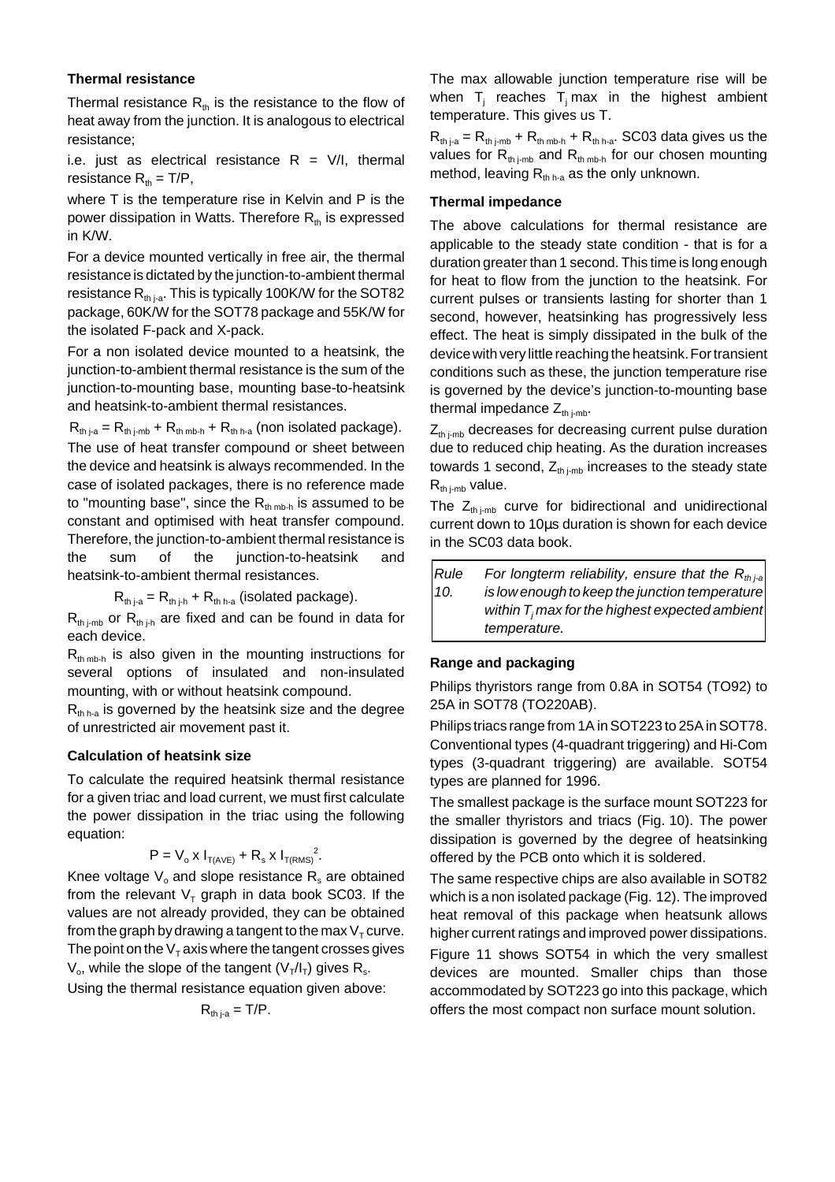### Thermal resistance

Thermal resistance $R_{th}$ is the resistance to the flow of heat away from the junction. It is analogous to electrical resistance;

i.e. just as electrical resistance $R = V/I$, thermal resistance $R_{th} = T/P$,

where T is the temperature rise in Kelvin and P is the power dissipation in Watts. Therefore $R_{th}$ is expressed in K/W.

For a device mounted vertically in free air, the thermal resistance is dictated by the junction-to-ambient thermal resistance $R_{th\,j\text{-}a}$. This is typically 100K/W for the SOT82 package, 60K/W for the SOT78 package and 55K/W for the isolated F-pack and X-pack.

For a non isolated device mounted to a heatsink, the junction-to-ambient thermal resistance is the sum of the junction-to-mounting base, mounting base-to-heatsink and heatsink-to-ambient thermal resistances.

$R_{th\,j\text{-}a} = R_{th\,j\text{-}mb} + R_{th\,mb\text{-}h} + R_{th\,h\text{-}a}$ (non isolated package).

The use of heat transfer compound or sheet between the device and heatsink is always recommended. In the case of isolated packages, there is no reference made to "mounting base", since the $R_{th\,mb\text{-}h}$ is assumed to be constant and optimised with heat transfer compound. Therefore, the junction-to-ambient thermal resistance is the sum of the junction-to-heatsink and heatsink-to-ambient thermal resistances.

$$R_{th\,j\text{-}a} = R_{th\,j\text{-}h} + R_{th\,h\text{-}a} \text{ (isolated package).}$$

$R_{th\,j\text{-}mb}$ or $R_{th\,j\text{-}h}$ are fixed and can be found in data for each device.

$R_{th\,mb\text{-}h}$ is also given in the mounting instructions for several options of insulated and non-insulated mounting, with or without heatsink compound.

$R_{th\,h\text{-}a}$ is governed by the heatsink size and the degree of unrestricted air movement past it.

### Calculation of heatsink size

To calculate the required heatsink thermal resistance for a given triac and load current, we must first calculate the power dissipation in the triac using the following equation:

$$P = V_o \times I_{T(AVE)} + R_s \times I_{T(RMS)}^2.$$

Knee voltage $V_o$ and slope resistance $R_s$ are obtained from the relevant $V_T$ graph in data book SC03. If the values are not already provided, they can be obtained from the graph by drawing a tangent to the max $V_T$ curve. The point on the $V_T$ axis where the tangent crosses gives $V_o$, while the slope of the tangent ($V_T/I_T$) gives $R_s$.

Using the thermal resistance equation given above:

$$R_{th\,j\text{-}a} = T/P.$$

The max allowable junction temperature rise will be when $T_j$ reaches $T_j$ max in the highest ambient temperature. This gives us T.

$R_{th\,j\text{-}a} = R_{th\,j\text{-}mb} + R_{th\,mb\text{-}h} + R_{th\,h\text{-}a}$. SC03 data gives us the values for $R_{th\,j\text{-}mb}$ and $R_{th\,mb\text{-}h}$ for our chosen mounting method, leaving $R_{th\,h\text{-}a}$ as the only unknown.

### Thermal impedance

The above calculations for thermal resistance are applicable to the steady state condition - that is for a duration greater than 1 second. This time is long enough for heat to flow from the junction to the heatsink. For current pulses or transients lasting for shorter than 1 second, however, heatsinking has progressively less effect. The heat is simply dissipated in the bulk of the device with very little reaching the heatsink. For transient conditions such as these, the junction temperature rise is governed by the device's junction-to-mounting base thermal impedance $Z_{th\,j\text{-}mb}$.

$Z_{th\,j\text{-}mb}$ decreases for decreasing current pulse duration due to reduced chip heating. As the duration increases towards 1 second, $Z_{th\,j\text{-}mb}$ increases to the steady state $R_{th\,j\text{-}mb}$ value.

The $Z_{th\,j\text{-}mb}$ curve for bidirectional and unidirectional current down to 10µs duration is shown for each device in the SC03 data book.

| *Rule 10.* | *For longterm reliability, ensure that the $R_{th\,j\text{-}a}$ is low enough to keep the junction temperature within $T_j$ max for the highest expected ambient temperature.* |
|---|---|

### Range and packaging

Philips thyristors range from 0.8A in SOT54 (TO92) to 25A in SOT78 (TO220AB).

Philips triacs range from 1A in SOT223 to 25A in SOT78. Conventional types (4-quadrant triggering) and Hi-Com types (3-quadrant triggering) are available. SOT54 types are planned for 1996.

The smallest package is the surface mount SOT223 for the smaller thyristors and triacs (Fig. 10). The power dissipation is governed by the degree of heatsinking offered by the PCB onto which it is soldered.

The same respective chips are also available in SOT82 which is a non isolated package (Fig. 12). The improved heat removal of this package when heatsunk allows higher current ratings and improved power dissipations.

Figure 11 shows SOT54 in which the very smallest devices are mounted. Smaller chips than those accommodated by SOT223 go into this package, which offers the most compact non surface mount solution.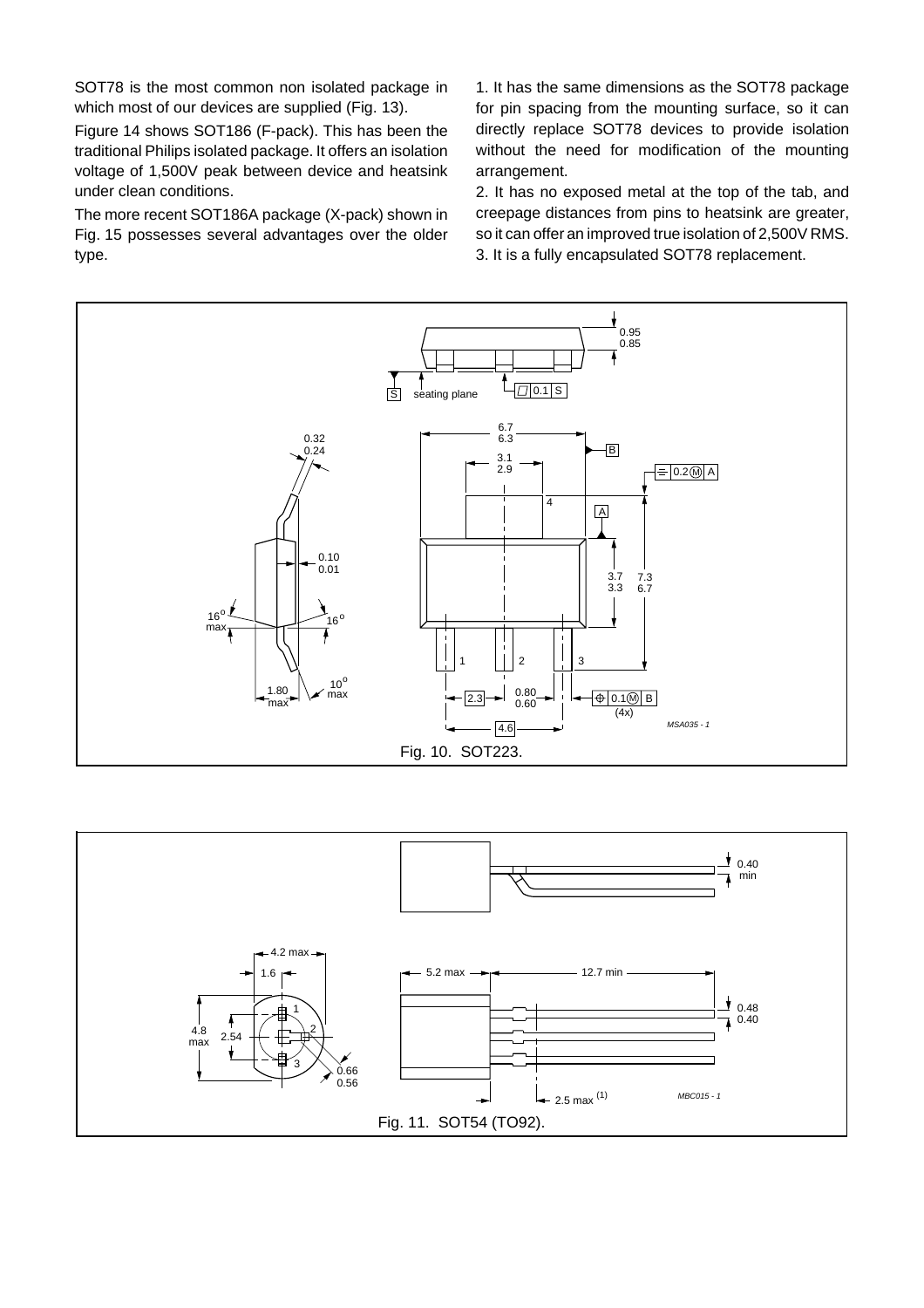SOT78 is the most common non isolated package in which most of our devices are supplied (Fig. 13).

Figure 14 shows SOT186 (F-pack). This has been the traditional Philips isolated package. It offers an isolation voltage of 1,500V peak between device and heatsink under clean conditions.

The more recent SOT186A package (X-pack) shown in Fig. 15 possesses several advantages over the older type.

1. It has the same dimensions as the SOT78 package for pin spacing from the mounting surface, so it can directly replace SOT78 devices to provide isolation without the need for modification of the mounting arrangement.

2. It has no exposed metal at the top of the tab, and creepage distances from pins to heatsink are greater, so it can offer an improved true isolation of 2,500V RMS.

3. It is a fully encapsulated SOT78 replacement.

Fig. 10. SOT223.

Fig. 11. SOT54 (TO92).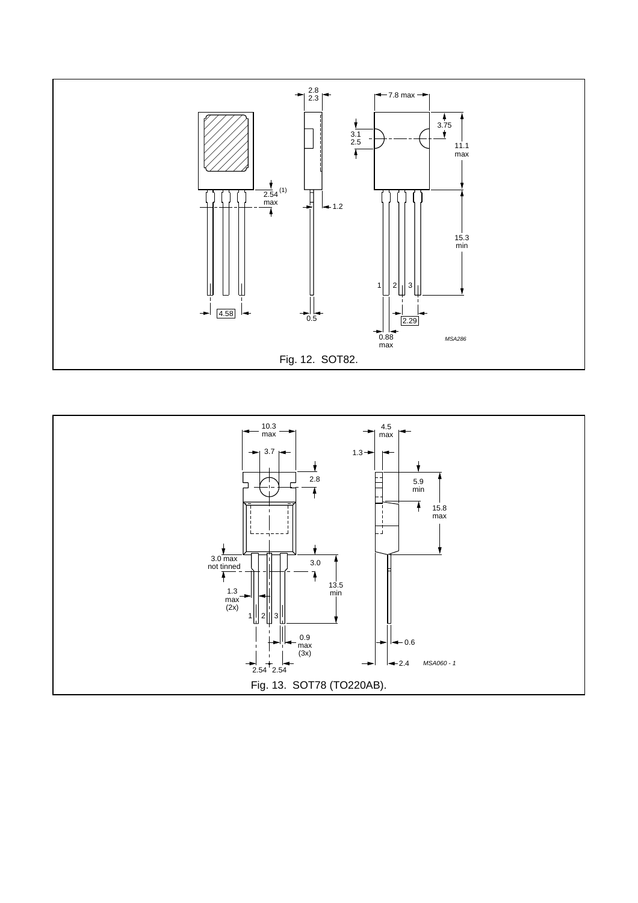Fig. 12. SOT82.

Fig. 13. SOT78 (TO220AB).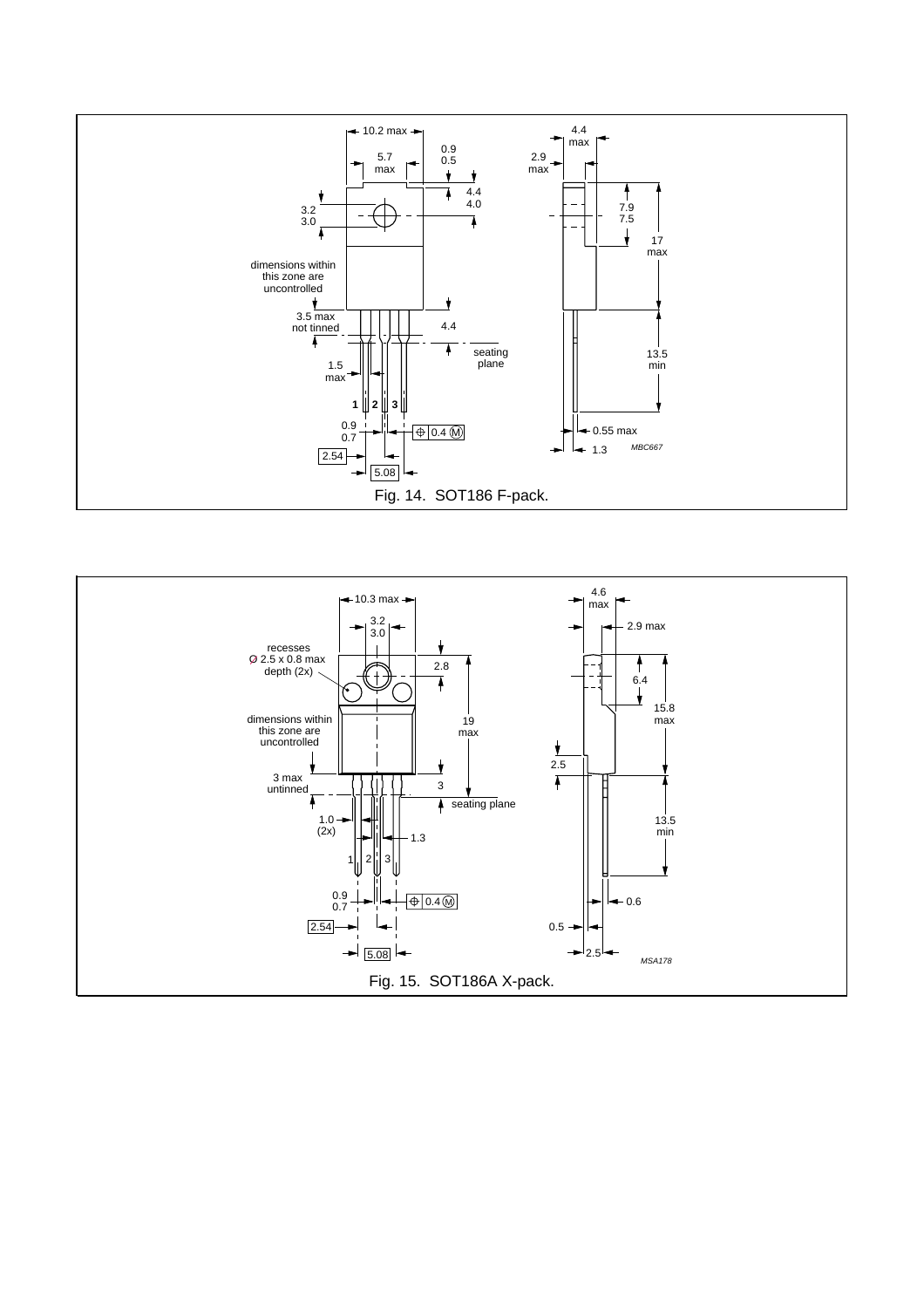Fig. 14. SOT186 F-pack.

Fig. 15. SOT186A X-pack.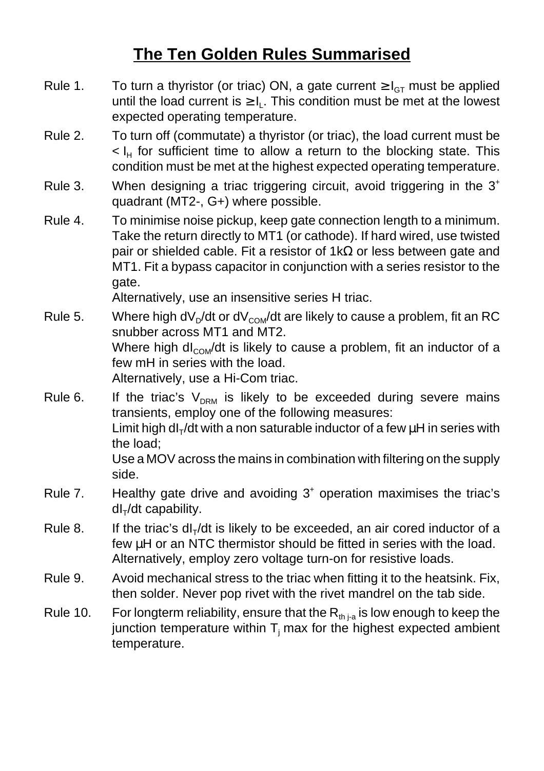# The Ten Golden Rules Summarised

Rule 1. To turn a thyristor (or triac) ON, a gate current $\geq I_{GT}$ must be applied until the load current is $\geq I_L$. This condition must be met at the lowest expected operating temperature.

Rule 2. To turn off (commutate) a thyristor (or triac), the load current must be $< I_H$ for sufficient time to allow a return to the blocking state. This condition must be met at the highest expected operating temperature.

Rule 3. When designing a triac triggering circuit, avoid triggering in the $3^+$ quadrant (MT2-, G+) where possible.

Rule 4. To minimise noise pickup, keep gate connection length to a minimum. Take the return directly to MT1 (or cathode). If hard wired, use twisted pair or shielded cable. Fit a resistor of 1kΩ or less between gate and MT1. Fit a bypass capacitor in conjunction with a series resistor to the gate.
Alternatively, use an insensitive series H triac.

Rule 5. Where high $dV_D/dt$ or $dV_{COM}/dt$ are likely to cause a problem, fit an RC snubber across MT1 and MT2.
Where high $dI_{COM}/dt$ is likely to cause a problem, fit an inductor of a few mH in series with the load.
Alternatively, use a Hi-Com triac.

Rule 6. If the triac's $V_{DRM}$ is likely to be exceeded during severe mains transients, employ one of the following measures:
Limit high $dI_T/dt$ with a non saturable inductor of a few µH in series with the load;
Use a MOV across the mains in combination with filtering on the supply side.

Rule 7. Healthy gate drive and avoiding $3^+$ operation maximises the triac's $dI_T/dt$ capability.

Rule 8. If the triac's $dI_T/dt$ is likely to be exceeded, an air cored inductor of a few µH or an NTC thermistor should be fitted in series with the load.
Alternatively, employ zero voltage turn-on for resistive loads.

Rule 9. Avoid mechanical stress to the triac when fitting it to the heatsink. Fix, then solder. Never pop rivet with the rivet mandrel on the tab side.

Rule 10. For longterm reliability, ensure that the $R_{th\ j\text{-}a}$ is low enough to keep the junction temperature within $T_j$ max for the highest expected ambient temperature.